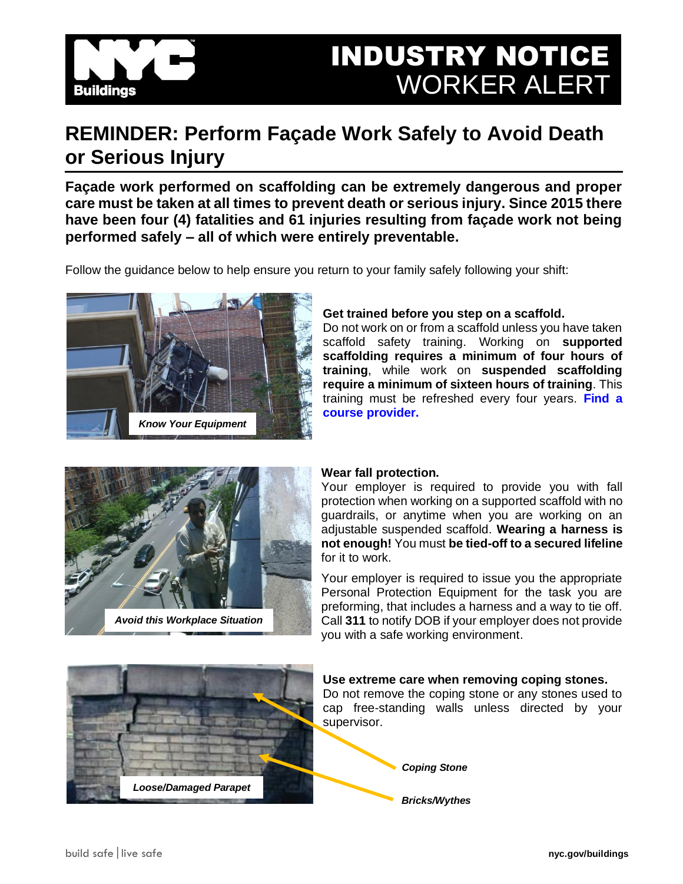# INDUSTRY NOTICE
## WORKER ALERT

# REMINDER: Perform Façade Work Safely to Avoid Death or Serious Injury

**Façade work performed on scaffolding can be extremely dangerous and proper care must be taken at all times to prevent death or serious injury. Since 2015 there have been four (4) fatalities and 61 injuries resulting from façade work not being performed safely – all of which were entirely preventable.**

Follow the guidance below to help ensure you return to your family safely following your shift:

*Know Your Equipment*

**Get trained before you step on a scaffold.**
Do not work on or from a scaffold unless you have taken scaffold safety training. Working on **supported scaffolding requires a minimum of four hours of training**, while work on **suspended scaffolding require a minimum of sixteen hours of training**. This training must be refreshed every four years. **Find a course provider.**

*Avoid this Workplace Situation*

**Wear fall protection.**
Your employer is required to provide you with fall protection when working on a supported scaffold with no guardrails, or anytime when you are working on an adjustable suspended scaffold. **Wearing a harness is not enough!** You must **be tied-off to a secured lifeline** for it to work.

Your employer is required to issue you the appropriate Personal Protection Equipment for the task you are preforming, that includes a harness and a way to tie off. Call **311** to notify DOB if your employer does not provide you with a safe working environment.

*Loose/Damaged Parapet*

**Use extreme care when removing coping stones.**
Do not remove the coping stone or any stones used to cap free-standing walls unless directed by your supervisor.

*Coping Stone*

*Bricks/Wythes*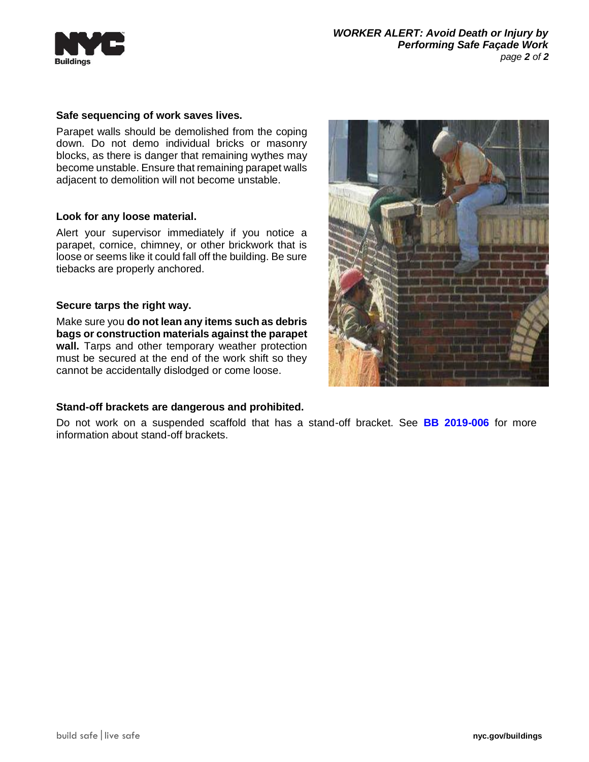### Safe sequencing of work saves lives.

Parapet walls should be demolished from the coping down. Do not demo individual bricks or masonry blocks, as there is danger that remaining wythes may become unstable. Ensure that remaining parapet walls adjacent to demolition will not become unstable.

### Look for any loose material.

Alert your supervisor immediately if you notice a parapet, cornice, chimney, or other brickwork that is loose or seems like it could fall off the building. Be sure tiebacks are properly anchored.

### Secure tarps the right way.

Make sure you **do not lean any items such as debris bags or construction materials against the parapet wall.** Tarps and other temporary weather protection must be secured at the end of the work shift so they cannot be accidentally dislodged or come loose.

### Stand-off brackets are dangerous and prohibited.

Do not work on a suspended scaffold that has a stand-off bracket. See **BB 2019-006** for more information about stand-off brackets.